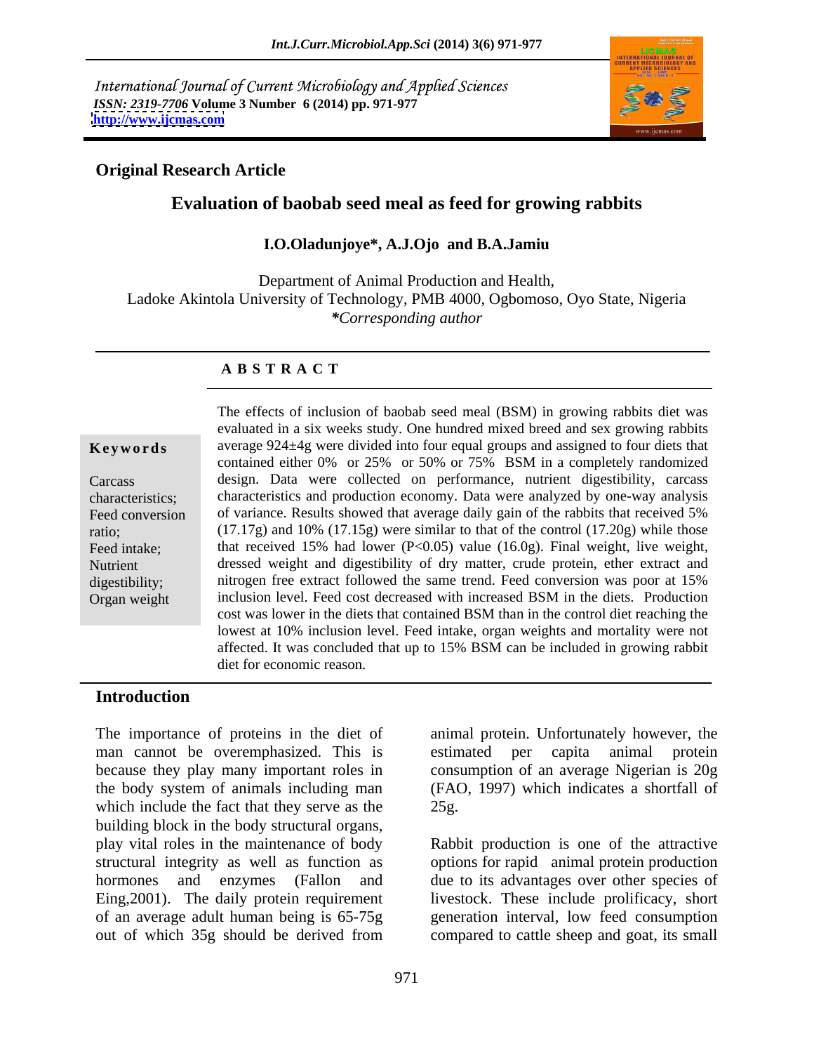International Journal of Current Microbiology and Applied Sciences
*ISSN: 2319-7706* **Volume 3 Number 6 (2014) pp. 971-977**
**http://www.ijcmas.com**

**Original Research Article**

# Evaluation of baobab seed meal as feed for growing rabbits

**I.O.Oladunjoye*, A.J.Ojo and B.A.Jamiu**

Department of Animal Production and Health,
Ladoke Akintola University of Technology, PMB 4000, Ogbomoso, Oyo State, Nigeria
**\***Corresponding author

## A B S T R A C T

**Keywords**

Carcass characteristics; Feed conversion ratio; Feed intake; Nutrient digestibility; Organ weight

The effects of inclusion of baobab seed meal (BSM) in growing rabbits diet was evaluated in a six weeks study. One hundred mixed breed and sex growing rabbits average 924±4g were divided into four equal groups and assigned to four diets that contained either 0% or 25% or 50% or 75% BSM in a completely randomized design. Data were collected on performance, nutrient digestibility, carcass characteristics and production economy. Data were analyzed by one-way analysis of variance. Results showed that average daily gain of the rabbits that received 5% (17.17g) and 10% (17.15g) were similar to that of the control (17.20g) while those that received 15% had lower ($P<0.05$) value (16.0g). Final weight, live weight, dressed weight and digestibility of dry matter, crude protein, ether extract and nitrogen free extract followed the same trend. Feed conversion was poor at 15% inclusion level. Feed cost decreased with increased BSM in the diets. Production cost was lower in the diets that contained BSM than in the control diet reaching the lowest at 10% inclusion level. Feed intake, organ weights and mortality were not affected. It was concluded that up to 15% BSM can be included in growing rabbit diet for economic reason.

## Introduction

The importance of proteins in the diet of man cannot be overemphasized. This is because they play many important roles in the body system of animals including man which include the fact that they serve as the building block in the body structural organs, play vital roles in the maintenance of body structural integrity as well as function as hormones and enzymes (Fallon and Eing,2001). The daily protein requirement of an average adult human being is 65-75g out of which 35g should be derived from animal protein. Unfortunately however, the estimated per capita animal protein consumption of an average Nigerian is 20g (FAO, 1997) which indicates a shortfall of 25g.

Rabbit production is one of the attractive options for rapid animal protein production due to its advantages over other species of livestock. These include prolificacy, short generation interval, low feed consumption compared to cattle sheep and goat, its small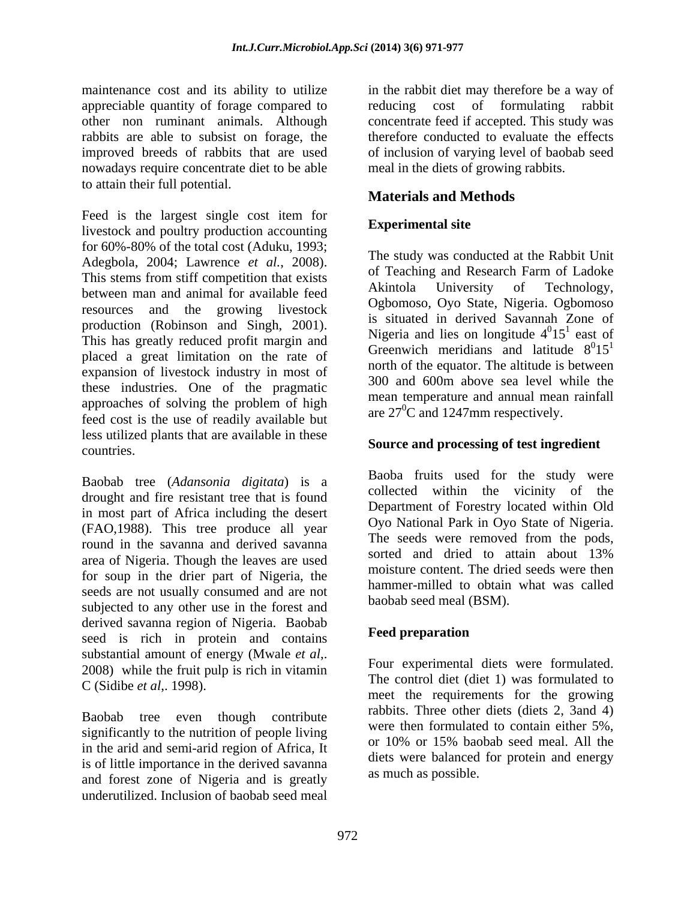maintenance cost and its ability to utilize appreciable quantity of forage compared to other non ruminant animals. Although rabbits are able to subsist on forage, the improved breeds of rabbits that are used nowadays require concentrate diet to be able to attain their full potential.

Feed is the largest single cost item for livestock and poultry production accounting for 60%-80% of the total cost (Aduku, 1993; Adegbola, 2004; Lawrence *et al.*, 2008). This stems from stiff competition that exists between man and animal for available feed resources and the growing livestock production (Robinson and Singh, 2001). This has greatly reduced profit margin and placed a great limitation on the rate of expansion of livestock industry in most of these industries. One of the pragmatic approaches of solving the problem of high feed cost is the use of readily available but less utilized plants that are available in these countries.

Baobab tree (*Adansonia digitata*) is a drought and fire resistant tree that is found in most part of Africa including the desert (FAO,1988). This tree produce all year round in the savanna and derived savanna area of Nigeria. Though the leaves are used for soup in the drier part of Nigeria, the seeds are not usually consumed and are not subjected to any other use in the forest and derived savanna region of Nigeria. Baobab seed is rich in protein and contains substantial amount of energy (Mwale *et al*,. 2008) while the fruit pulp is rich in vitamin C (Sidibe *et al*,. 1998).

Baobab tree even though contribute significantly to the nutrition of people living in the arid and semi-arid region of Africa, It is of little importance in the derived savanna and forest zone of Nigeria and is greatly underutilized. Inclusion of baobab seed meal in the rabbit diet may therefore be a way of reducing cost of formulating rabbit concentrate feed if accepted. This study was therefore conducted to evaluate the effects of inclusion of varying level of baobab seed meal in the diets of growing rabbits.

## Materials and Methods

### Experimental site

The study was conducted at the Rabbit Unit of Teaching and Research Farm of Ladoke Akintola University of Technology, Ogbomoso, Oyo State, Nigeria. Ogbomoso is situated in derived Savannah Zone of Nigeria and lies on longitude $4^{0}15^{1}$ east of Greenwich meridians and latitude $8^{0}15^{1}$ north of the equator. The altitude is between 300 and 600m above sea level while the mean temperature and annual mean rainfall are $27^{0}$C and 1247mm respectively.

### Source and processing of test ingredient

Baoba fruits used for the study were collected within the vicinity of the Department of Forestry located within Old Oyo National Park in Oyo State of Nigeria. The seeds were removed from the pods, sorted and dried to attain about 13% moisture content. The dried seeds were then hammer-milled to obtain what was called baobab seed meal (BSM).

### Feed preparation

Four experimental diets were formulated. The control diet (diet 1) was formulated to meet the requirements for the growing rabbits. Three other diets (diets 2, 3and 4) were then formulated to contain either 5%, or 10% or 15% baobab seed meal. All the diets were balanced for protein and energy as much as possible.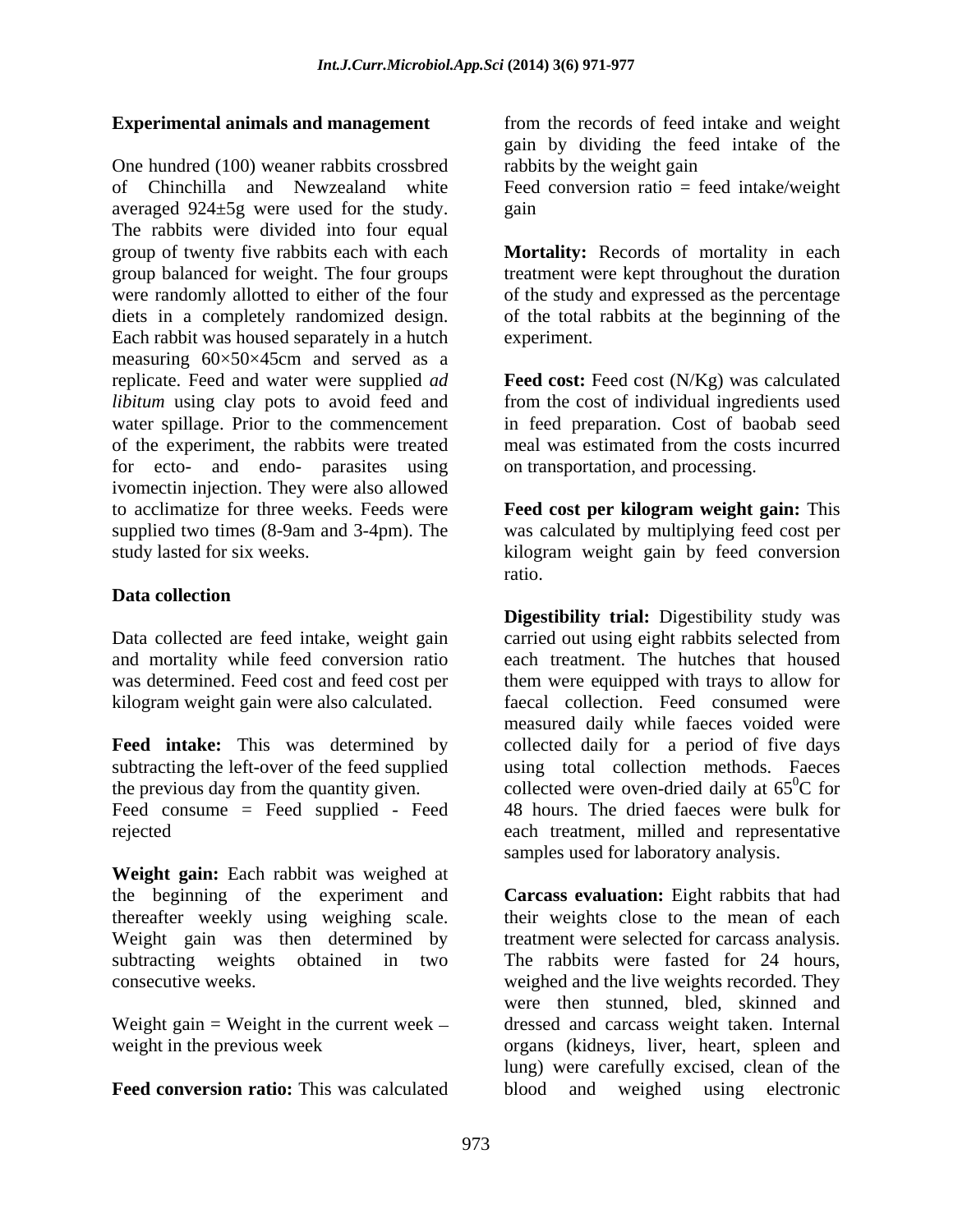### Experimental animals and management

One hundred (100) weaner rabbits crossbred of Chinchilla and Newzealand white averaged 924±5g were used for the study. The rabbits were divided into four equal group of twenty five rabbits each with each group balanced for weight. The four groups were randomly allotted to either of the four diets in a completely randomized design. Each rabbit was housed separately in a hutch measuring 60×50×45cm and served as a replicate. Feed and water were supplied *ad libitum* using clay pots to avoid feed and water spillage. Prior to the commencement of the experiment, the rabbits were treated for ecto- and endo- parasites using ivomectin injection. They were also allowed to acclimatize for three weeks. Feeds were supplied two times (8-9am and 3-4pm). The study lasted for six weeks.

### Data collection

Data collected are feed intake, weight gain and mortality while feed conversion ratio was determined. Feed cost and feed cost per kilogram weight gain were also calculated.

**Feed intake:** This was determined by subtracting the left-over of the feed supplied the previous day from the quantity given.

Feed consume = Feed supplied - Feed rejected

**Weight gain:** Each rabbit was weighed at the beginning of the experiment and thereafter weekly using weighing scale. Weight gain was then determined by subtracting weights obtained in two consecutive weeks.

Weight gain = Weight in the current week – weight in the previous week

**Feed conversion ratio:** This was calculated from the records of feed intake and weight gain by dividing the feed intake of the rabbits by the weight gain

Feed conversion ratio = feed intake/weight gain

**Mortality:** Records of mortality in each treatment were kept throughout the duration of the study and expressed as the percentage of the total rabbits at the beginning of the experiment.

**Feed cost:** Feed cost (N/Kg) was calculated from the cost of individual ingredients used in feed preparation. Cost of baobab seed meal was estimated from the costs incurred on transportation, and processing.

**Feed cost per kilogram weight gain:** This was calculated by multiplying feed cost per kilogram weight gain by feed conversion ratio.

**Digestibility trial:** Digestibility study was carried out using eight rabbits selected from each treatment. The hutches that housed them were equipped with trays to allow for faecal collection. Feed consumed were measured daily while faeces voided were collected daily for a period of five days using total collection methods. Faeces collected were oven-dried daily at $65^0$C for 48 hours. The dried faeces were bulk for each treatment, milled and representative samples used for laboratory analysis.

**Carcass evaluation:** Eight rabbits that had their weights close to the mean of each treatment were selected for carcass analysis. The rabbits were fasted for 24 hours, weighed and the live weights recorded. They were then stunned, bled, skinned and dressed and carcass weight taken. Internal organs (kidneys, liver, heart, spleen and lung) were carefully excised, clean of the blood and weighed using electronic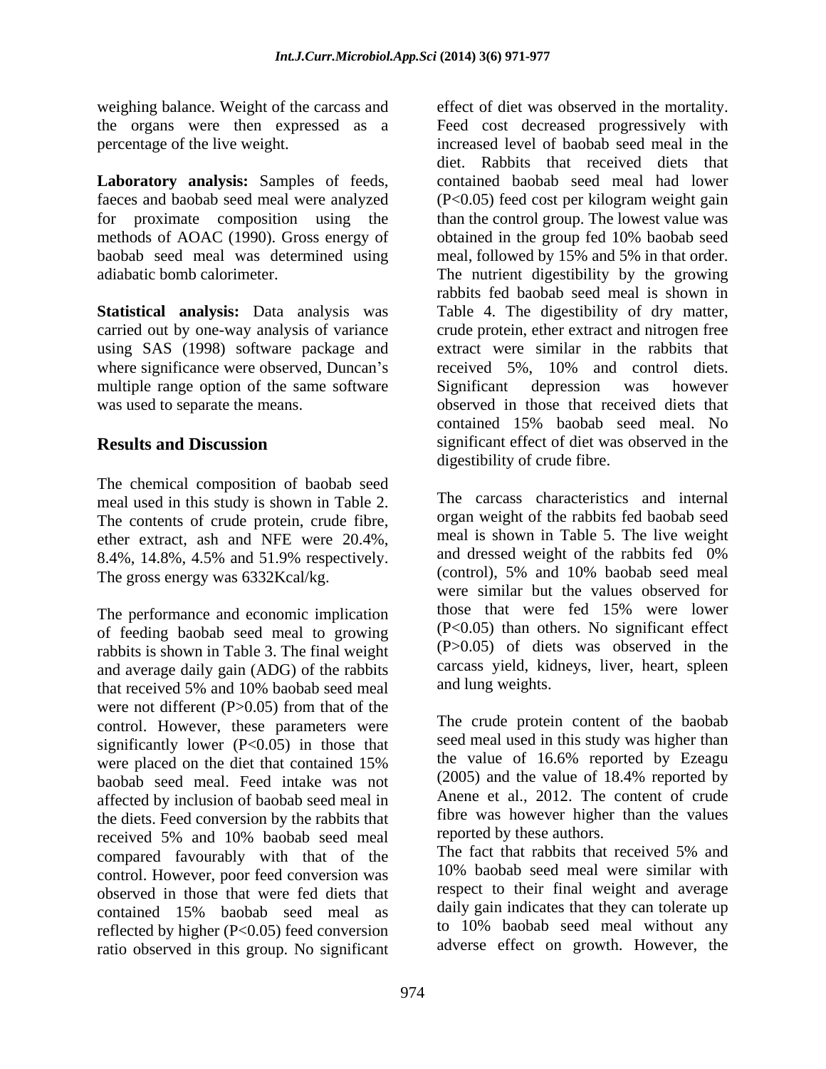weighing balance. Weight of the carcass and the organs were then expressed as a percentage of the live weight.

**Laboratory analysis:** Samples of feeds, faeces and baobab seed meal were analyzed for proximate composition using the methods of AOAC (1990). Gross energy of baobab seed meal was determined using adiabatic bomb calorimeter.

**Statistical analysis:** Data analysis was carried out by one-way analysis of variance using SAS (1998) software package and where significance were observed, Duncan's multiple range option of the same software was used to separate the means.

## Results and Discussion

The chemical composition of baobab seed meal used in this study is shown in Table 2. The contents of crude protein, crude fibre, ether extract, ash and NFE were 20.4%, 8.4%, 14.8%, 4.5% and 51.9% respectively. The gross energy was 6332Kcal/kg.

The performance and economic implication of feeding baobab seed meal to growing rabbits is shown in Table 3. The final weight and average daily gain (ADG) of the rabbits that received 5% and 10% baobab seed meal were not different ($P>0.05$) from that of the control. However, these parameters were significantly lower ($P<0.05$) in those that were placed on the diet that contained 15% baobab seed meal. Feed intake was not affected by inclusion of baobab seed meal in the diets. Feed conversion by the rabbits that received 5% and 10% baobab seed meal compared favourably with that of the control. However, poor feed conversion was observed in those that were fed diets that contained 15% baobab seed meal as reflected by higher ($P<0.05$) feed conversion ratio observed in this group. No significant effect of diet was observed in the mortality. Feed cost decreased progressively with increased level of baobab seed meal in the diet. Rabbits that received diets that contained baobab seed meal had lower ($P<0.05$) feed cost per kilogram weight gain than the control group. The lowest value was obtained in the group fed 10% baobab seed meal, followed by 15% and 5% in that order. The nutrient digestibility by the growing rabbits fed baobab seed meal is shown in Table 4. The digestibility of dry matter, crude protein, ether extract and nitrogen free extract were similar in the rabbits that received 5%, 10% and control diets. Significant depression was however observed in those that received diets that contained 15% baobab seed meal. No significant effect of diet was observed in the digestibility of crude fibre.

The carcass characteristics and internal organ weight of the rabbits fed baobab seed meal is shown in Table 5. The live weight and dressed weight of the rabbits fed 0% (control), 5% and 10% baobab seed meal were similar but the values observed for those that were fed 15% were lower ($P<0.05$) than others. No significant effect ($P>0.05$) of diets was observed in the carcass yield, kidneys, liver, heart, spleen and lung weights.

The crude protein content of the baobab seed meal used in this study was higher than the value of 16.6% reported by Ezeagu (2005) and the value of 18.4% reported by Anene et al., 2012. The content of crude fibre was however higher than the values reported by these authors.

The fact that rabbits that received 5% and 10% baobab seed meal were similar with respect to their final weight and average daily gain indicates that they can tolerate up to 10% baobab seed meal without any adverse effect on growth. However, the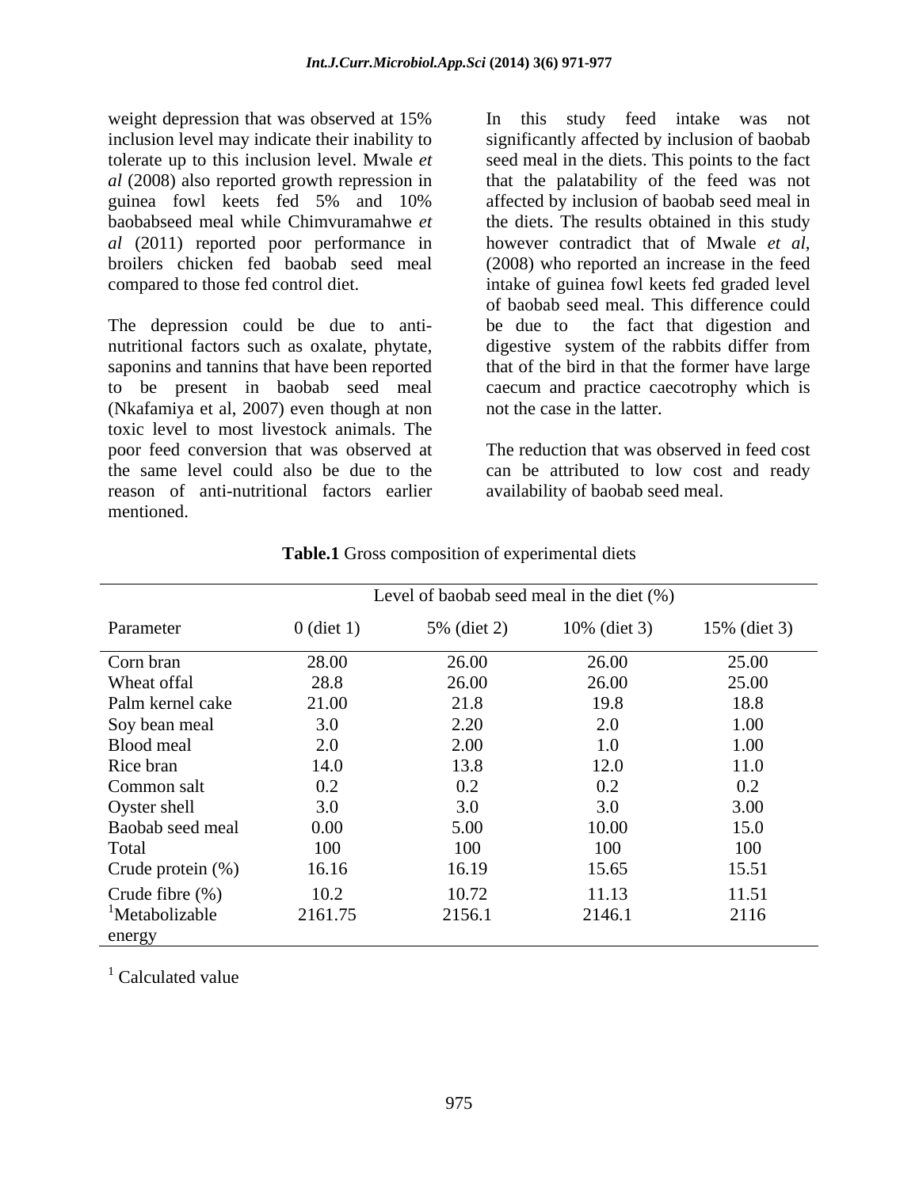weight depression that was observed at 15% inclusion level may indicate their inability to tolerate up to this inclusion level. Mwale *et al* (2008) also reported growth repression in guinea fowl keets fed 5% and 10% baobabseed meal while Chimvuramahwe *et al* (2011) reported poor performance in broilers chicken fed baobab seed meal compared to those fed control diet.

The depression could be due to anti-nutritional factors such as oxalate, phytate, saponins and tannins that have been reported to be present in baobab seed meal (Nkafamiya et al, 2007) even though at non toxic level to most livestock animals. The poor feed conversion that was observed at the same level could also be due to the reason of anti-nutritional factors earlier mentioned.

In this study feed intake was not significantly affected by inclusion of baobab seed meal in the diets. This points to the fact that the palatability of the feed was not affected by inclusion of baobab seed meal in the diets. The results obtained in this study however contradict that of Mwale *et al*, (2008) who reported an increase in the feed intake of guinea fowl keets fed graded level of baobab seed meal. This difference could be due to the fact that digestion and digestive system of the rabbits differ from that of the bird in that the former have large caecum and practice caecotrophy which is not the case in the latter.

The reduction that was observed in feed cost can be attributed to low cost and ready availability of baobab seed meal.

**Table.1** Gross composition of experimental diets

| | Level of baobab seed meal in the diet (%) | | | |
|---|---|---|---|---|
| Parameter | 0 (diet 1) | 5% (diet 2) | 10% (diet 3) | 15% (diet 3) |
| Corn bran | 28.00 | 26.00 | 26.00 | 25.00 |
| Wheat offal | 28.8 | 26.00 | 26.00 | 25.00 |
| Palm kernel cake | 21.00 | 21.8 | 19.8 | 18.8 |
| Soy bean meal | 3.0 | 2.20 | 2.0 | 1.00 |
| Blood meal | 2.0 | 2.00 | 1.0 | 1.00 |
| Rice bran | 14.0 | 13.8 | 12.0 | 11.0 |
| Common salt | 0.2 | 0.2 | 0.2 | 0.2 |
| Oyster shell | 3.0 | 3.0 | 3.0 | 3.00 |
| Baobab seed meal | 0.00 | 5.00 | 10.00 | 15.0 |
| Total | 100 | 100 | 100 | 100 |
| Crude protein (%) | 16.16 | 16.19 | 15.65 | 15.51 |
| Crude fibre (%) | 10.2 | 10.72 | 11.13 | 11.51 |
| [1]Metabolizable energy | 2161.75 | 2156.1 | 2146.1 | 2116 |

[1] Calculated value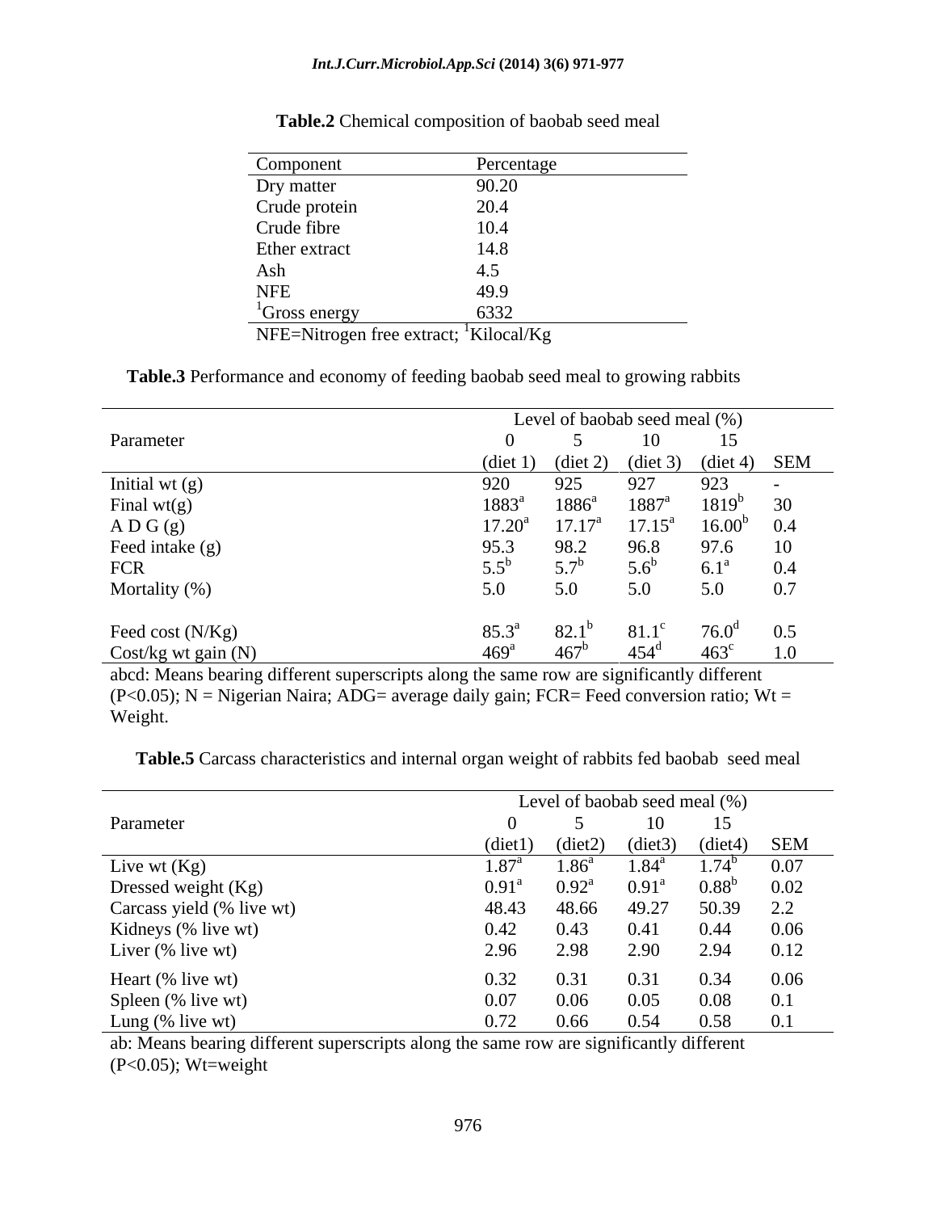**Table.2** Chemical composition of baobab seed meal

| Component | Percentage |
|---|---|
| Dry matter | 90.20 |
| Crude protein | 20.4 |
| Crude fibre | 10.4 |
| Ether extract | 14.8 |
| Ash | 4.5 |
| NFE | 49.9 |
| [1]Gross energy | 6332 |

NFE=Nitrogen free extract; [1]Kilocal/Kg

**Table.3** Performance and economy of feeding baobab seed meal to growing rabbits

| Parameter | Level of baobab seed meal (%) | | | | |
|---|---|---|---|---|---|
| | 0 | 5 | 10 | 15 | |
| | (diet 1) | (diet 2) | (diet 3) | (diet 4) | SEM |
| Initial wt (g) | 920 | 925 | 927 | 923 | - |
| Final wt(g) | $1883^{a}$ | $1886^{a}$ | $1887^{a}$ | $1819^{b}$ | 30 |
| A D G (g) | $17.20^{a}$ | $17.17^{a}$ | $17.15^{a}$ | $16.00^{b}$ | 0.4 |
| Feed intake (g) | 95.3 | 98.2 | 96.8 | 97.6 | 10 |
| FCR | $5.5^{b}$ | $5.7^{b}$ | $5.6^{b}$ | $6.1^{a}$ | 0.4 |
| Mortality (%) | 5.0 | 5.0 | 5.0 | 5.0 | 0.7 |
| Feed cost (N/Kg) | $85.3^{a}$ | $82.1^{b}$ | $81.1^{c}$ | $76.0^{d}$ | 0.5 |
| Cost/kg wt gain (N) | $469^{a}$ | $467^{b}$ | $454^{d}$ | $463^{c}$ | 1.0 |

abcd: Means bearing different superscripts along the same row are significantly different ($P<0.05$); N = Nigerian Naira; ADG= average daily gain; FCR= Feed conversion ratio; Wt = Weight.

**Table.5** Carcass characteristics and internal organ weight of rabbits fed baobab seed meal

| Parameter | Level of baobab seed meal (%) | | | | |
|---|---|---|---|---|---|
| | 0 | 5 | 10 | 15 | |
| | (diet1) | (diet2) | (diet3) | (diet4) | SEM |
| Live wt (Kg) | $1.87^{a}$ | $1.86^{a}$ | $1.84^{a}$ | $1.74^{b}$ | 0.07 |
| Dressed weight (Kg) | $0.91^{a}$ | $0.92^{a}$ | $0.91^{a}$ | $0.88^{b}$ | 0.02 |
| Carcass yield (% live wt) | 48.43 | 48.66 | 49.27 | 50.39 | 2.2 |
| Kidneys (% live wt) | 0.42 | 0.43 | 0.41 | 0.44 | 0.06 |
| Liver (% live wt) | 2.96 | 2.98 | 2.90 | 2.94 | 0.12 |
| Heart (% live wt) | 0.32 | 0.31 | 0.31 | 0.34 | 0.06 |
| Spleen (% live wt) | 0.07 | 0.06 | 0.05 | 0.08 | 0.1 |
| Lung (% live wt) | 0.72 | 0.66 | 0.54 | 0.58 | 0.1 |

ab: Means bearing different superscripts along the same row are significantly different ($P<0.05$); Wt=weight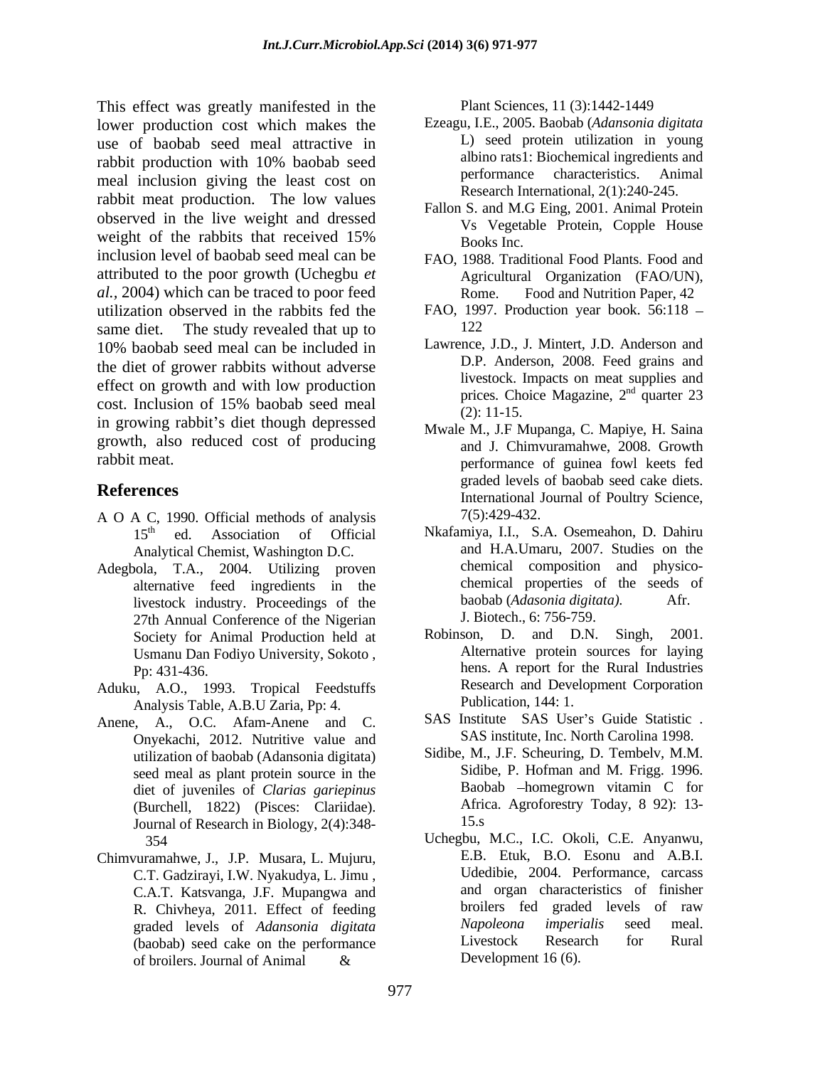This effect was greatly manifested in the lower production cost which makes the use of baobab seed meal attractive in rabbit production with 10% baobab seed meal inclusion giving the least cost on rabbit meat production. The low values observed in the live weight and dressed weight of the rabbits that received 15% inclusion level of baobab seed meal can be attributed to the poor growth (Uchegbu *et al.*, 2004) which can be traced to poor feed utilization observed in the rabbits fed the same diet. The study revealed that up to 10% baobab seed meal can be included in the diet of grower rabbits without adverse effect on growth and with low production cost. Inclusion of 15% baobab seed meal in growing rabbit's diet though depressed growth, also reduced cost of producing rabbit meat.

## References

A O A C, 1990. Official methods of analysis 15th ed. Association of Official Analytical Chemist, Washington D.C.

Adegbola, T.A., 2004. Utilizing proven alternative feed ingredients in the livestock industry. Proceedings of the 27th Annual Conference of the Nigerian Society for Animal Production held at Usmanu Dan Fodiyo University, Sokoto , Pp: 431-436.

Aduku, A.O., 1993. Tropical Feedstuffs Analysis Table, A.B.U Zaria, Pp: 4.

Anene, A., O.C. Afam-Anene and C. Onyekachi, 2012. Nutritive value and utilization of baobab (Adansonia digitata) seed meal as plant protein source in the diet of juveniles of *Clarias gariepinus* (Burchell, 1822) (Pisces: Clariidae). Journal of Research in Biology, 2(4):348-354

Chimvuramahwe, J., J.P. Musara, L. Mujuru, C.T. Gadzirayi, I.W. Nyakudya, L. Jimu , C.A.T. Katsvanga, J.F. Mupangwa and R. Chivheya, 2011. Effect of feeding graded levels of *Adansonia digitata* (baobab) seed cake on the performance of broilers. Journal of Animal & Plant Sciences, 11 (3):1442-1449

Ezeagu, I.E., 2005. Baobab (*Adansonia digitata* L) seed protein utilization in young albino rats1: Biochemical ingredients and performance characteristics. Animal Research International, 2(1):240-245.

Fallon S. and M.G Eing, 2001. Animal Protein Vs Vegetable Protein, Copple House Books Inc.

FAO, 1988. Traditional Food Plants. Food and Agricultural Organization (FAO/UN), Rome. Food and Nutrition Paper, 42

FAO, 1997. Production year book. 56:118 – 122

Lawrence, J.D., J. Mintert, J.D. Anderson and D.P. Anderson, 2008. Feed grains and livestock. Impacts on meat supplies and prices. Choice Magazine, 2nd quarter 23 (2): 11-15.

Mwale M., J.F Mupanga, C. Mapiye, H. Saina and J. Chimvuramahwe, 2008. Growth performance of guinea fowl keets fed graded levels of baobab seed cake diets. International Journal of Poultry Science, 7(5):429-432.

Nkafamiya, I.I., S.A. Osemeahon, D. Dahiru and H.A.Umaru, 2007. Studies on the chemical composition and physico-chemical properties of the seeds of baobab (*Adasonia digitata).* Afr. J. Biotech., 6: 756-759.

Robinson, D. and D.N. Singh, 2001. Alternative protein sources for laying hens. A report for the Rural Industries Research and Development Corporation Publication, 144: 1.

SAS Institute SAS User's Guide Statistic . SAS institute, Inc. North Carolina 1998.

Sidibe, M., J.F. Scheuring, D. Tembelv, M.M. Sidibe, P. Hofman and M. Frigg. 1996. Baobab –homegrown vitamin C for Africa. Agroforestry Today, 8 92): 13-15.s

Uchegbu, M.C., I.C. Okoli, C.E. Anyanwu, E.B. Etuk, B.O. Esonu and A.B.I. Udedibie, 2004. Performance, carcass and organ characteristics of finisher broilers fed graded levels of raw *Napoleona imperialis* seed meal. Livestock Research for Rural Development 16 (6).